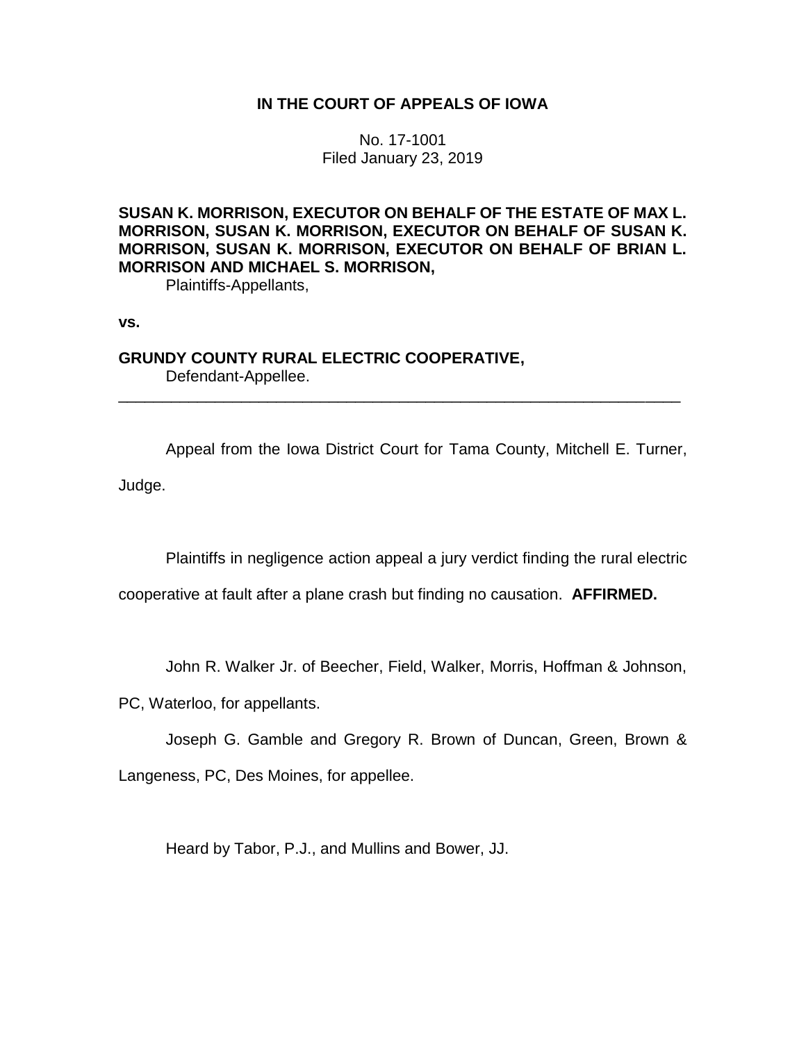**IN THE COURT OF APPEALS OF IOWA**

No. 17-1001
Filed January 23, 2019

**SUSAN K. MORRISON, EXECUTOR ON BEHALF OF THE ESTATE OF MAX L. MORRISON, SUSAN K. MORRISON, EXECUTOR ON BEHALF OF SUSAN K. MORRISON, SUSAN K. MORRISON, EXECUTOR ON BEHALF OF BRIAN L. MORRISON AND MICHAEL S. MORRISON,**
Plaintiffs-Appellants,

**vs.**

**GRUNDY COUNTY RURAL ELECTRIC COOPERATIVE,**
Defendant-Appellee.

---

Appeal from the Iowa District Court for Tama County, Mitchell E. Turner, Judge.

Plaintiffs in negligence action appeal a jury verdict finding the rural electric cooperative at fault after a plane crash but finding no causation. **AFFIRMED.**

John R. Walker Jr. of Beecher, Field, Walker, Morris, Hoffman & Johnson, PC, Waterloo, for appellants.

Joseph G. Gamble and Gregory R. Brown of Duncan, Green, Brown & Langeness, PC, Des Moines, for appellee.

Heard by Tabor, P.J., and Mullins and Bower, JJ.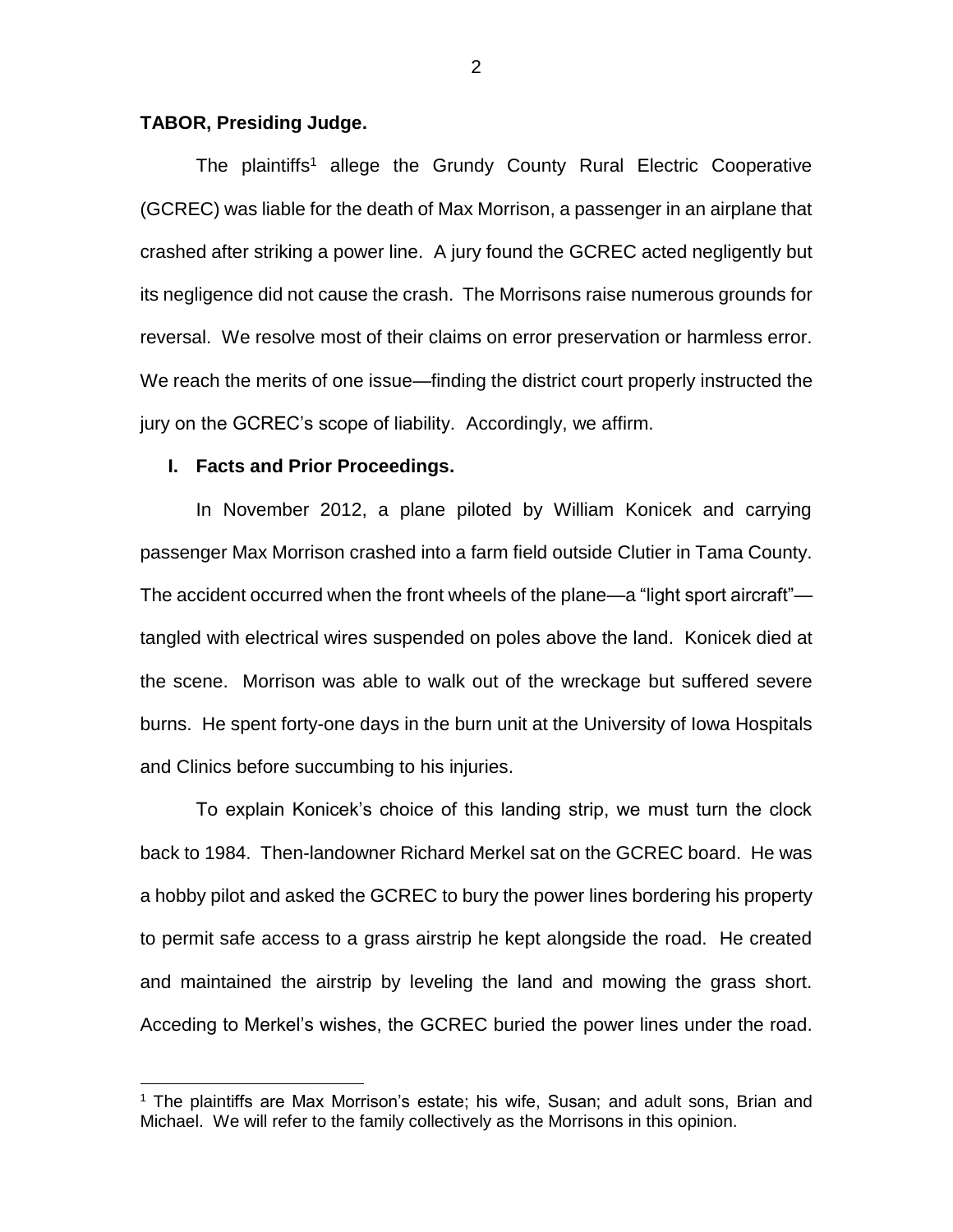**TABOR, Presiding Judge.**

The plaintiffs[1] allege the Grundy County Rural Electric Cooperative (GCREC) was liable for the death of Max Morrison, a passenger in an airplane that crashed after striking a power line. A jury found the GCREC acted negligently but its negligence did not cause the crash. The Morrisons raise numerous grounds for reversal. We resolve most of their claims on error preservation or harmless error. We reach the merits of one issue—finding the district court properly instructed the jury on the GCREC's scope of liability. Accordingly, we affirm.

## I. Facts and Prior Proceedings.

In November 2012, a plane piloted by William Konicek and carrying passenger Max Morrison crashed into a farm field outside Clutier in Tama County. The accident occurred when the front wheels of the plane—a "light sport aircraft"—tangled with electrical wires suspended on poles above the land. Konicek died at the scene. Morrison was able to walk out of the wreckage but suffered severe burns. He spent forty-one days in the burn unit at the University of Iowa Hospitals and Clinics before succumbing to his injuries.

To explain Konicek's choice of this landing strip, we must turn the clock back to 1984. Then-landowner Richard Merkel sat on the GCREC board. He was a hobby pilot and asked the GCREC to bury the power lines bordering his property to permit safe access to a grass airstrip he kept alongside the road. He created and maintained the airstrip by leveling the land and mowing the grass short. Acceding to Merkel's wishes, the GCREC buried the power lines under the road.

[1] The plaintiffs are Max Morrison's estate; his wife, Susan; and adult sons, Brian and Michael. We will refer to the family collectively as the Morrisons in this opinion.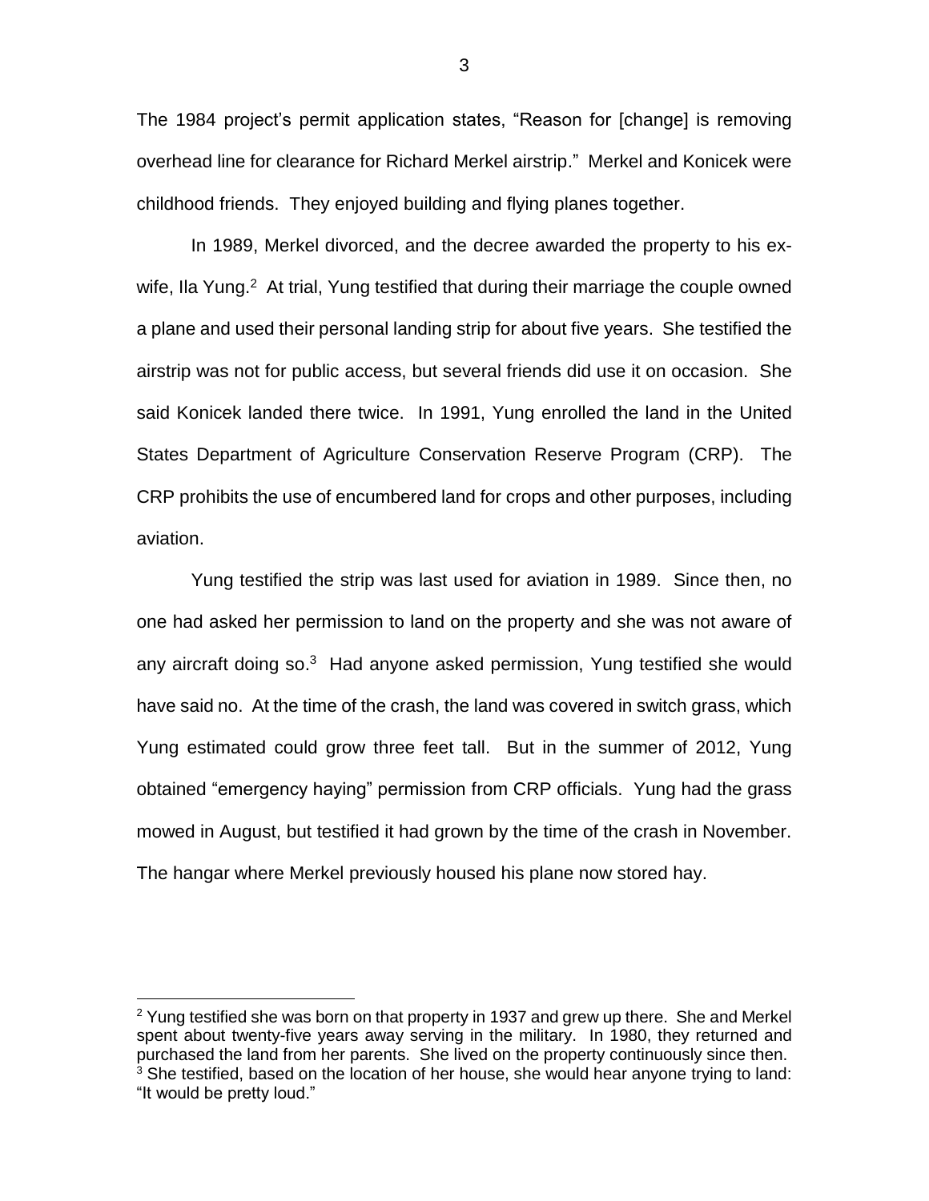The 1984 project's permit application states, "Reason for [change] is removing overhead line for clearance for Richard Merkel airstrip." Merkel and Konicek were childhood friends. They enjoyed building and flying planes together.

In 1989, Merkel divorced, and the decree awarded the property to his ex-wife, Ila Yung.[2] At trial, Yung testified that during their marriage the couple owned a plane and used their personal landing strip for about five years. She testified the airstrip was not for public access, but several friends did use it on occasion. She said Konicek landed there twice. In 1991, Yung enrolled the land in the United States Department of Agriculture Conservation Reserve Program (CRP). The CRP prohibits the use of encumbered land for crops and other purposes, including aviation.

Yung testified the strip was last used for aviation in 1989. Since then, no one had asked her permission to land on the property and she was not aware of any aircraft doing so.[3] Had anyone asked permission, Yung testified she would have said no. At the time of the crash, the land was covered in switch grass, which Yung estimated could grow three feet tall. But in the summer of 2012, Yung obtained "emergency haying" permission from CRP officials. Yung had the grass mowed in August, but testified it had grown by the time of the crash in November. The hangar where Merkel previously housed his plane now stored hay.

[2] Yung testified she was born on that property in 1937 and grew up there. She and Merkel spent about twenty-five years away serving in the military. In 1980, they returned and purchased the land from her parents. She lived on the property continuously since then.

[3] She testified, based on the location of her house, she would hear anyone trying to land: "It would be pretty loud."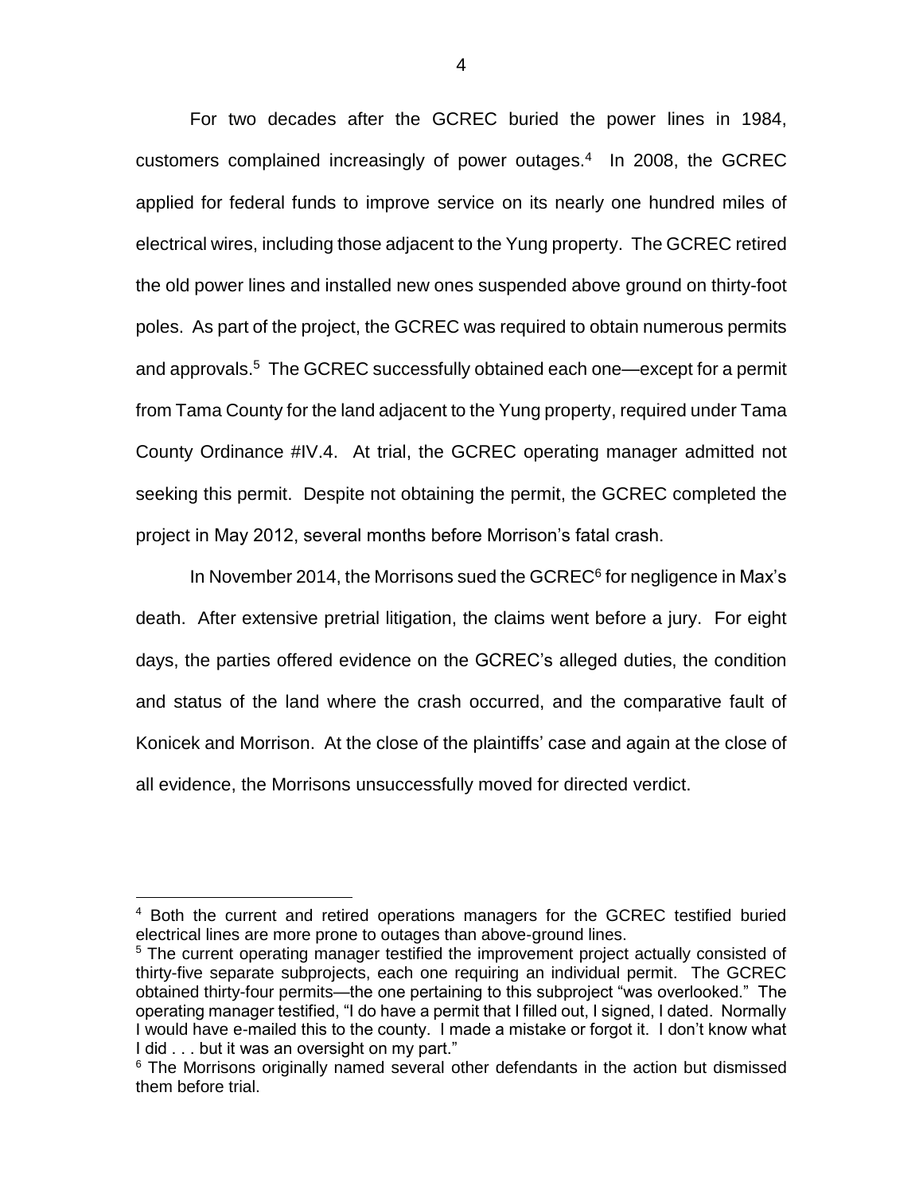For two decades after the GCREC buried the power lines in 1984, customers complained increasingly of power outages.[4] In 2008, the GCREC applied for federal funds to improve service on its nearly one hundred miles of electrical wires, including those adjacent to the Yung property. The GCREC retired the old power lines and installed new ones suspended above ground on thirty-foot poles. As part of the project, the GCREC was required to obtain numerous permits and approvals.[5] The GCREC successfully obtained each one—except for a permit from Tama County for the land adjacent to the Yung property, required under Tama County Ordinance #IV.4. At trial, the GCREC operating manager admitted not seeking this permit. Despite not obtaining the permit, the GCREC completed the project in May 2012, several months before Morrison's fatal crash.

In November 2014, the Morrisons sued the GCREC[6] for negligence in Max's death. After extensive pretrial litigation, the claims went before a jury. For eight days, the parties offered evidence on the GCREC's alleged duties, the condition and status of the land where the crash occurred, and the comparative fault of Konicek and Morrison. At the close of the plaintiffs' case and again at the close of all evidence, the Morrisons unsuccessfully moved for directed verdict.

---

[4] Both the current and retired operations managers for the GCREC testified buried electrical lines are more prone to outages than above-ground lines.

[5] The current operating manager testified the improvement project actually consisted of thirty-five separate subprojects, each one requiring an individual permit. The GCREC obtained thirty-four permits—the one pertaining to this subproject "was overlooked." The operating manager testified, "I do have a permit that I filled out, I signed, I dated. Normally I would have e-mailed this to the county. I made a mistake or forgot it. I don't know what I did . . . but it was an oversight on my part."

[6] The Morrisons originally named several other defendants in the action but dismissed them before trial.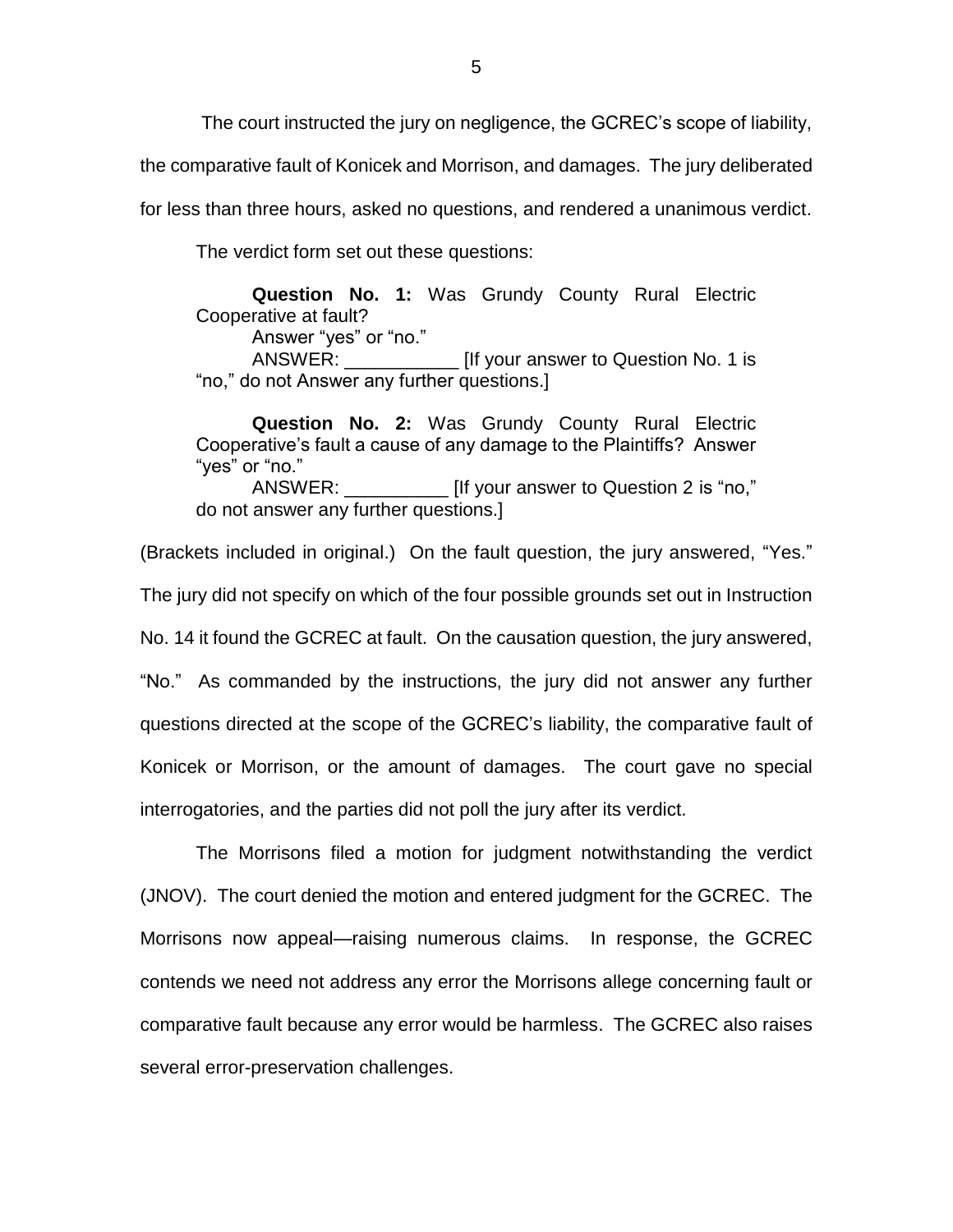The court instructed the jury on negligence, the GCREC's scope of liability, the comparative fault of Konicek and Morrison, and damages. The jury deliberated for less than three hours, asked no questions, and rendered a unanimous verdict.

The verdict form set out these questions:

> **Question No. 1:** Was Grundy County Rural Electric Cooperative at fault?
>
> Answer "yes" or "no."
>
> ANSWER: ___________ [If your answer to Question No. 1 is "no," do not Answer any further questions.]
>
> **Question No. 2:** Was Grundy County Rural Electric Cooperative's fault a cause of any damage to the Plaintiffs? Answer "yes" or "no."
>
> ANSWER: __________ [If your answer to Question 2 is "no," do not answer any further questions.]

(Brackets included in original.) On the fault question, the jury answered, "Yes." The jury did not specify on which of the four possible grounds set out in Instruction No. 14 it found the GCREC at fault. On the causation question, the jury answered, "No." As commanded by the instructions, the jury did not answer any further questions directed at the scope of the GCREC's liability, the comparative fault of Konicek or Morrison, or the amount of damages. The court gave no special interrogatories, and the parties did not poll the jury after its verdict.

The Morrisons filed a motion for judgment notwithstanding the verdict (JNOV). The court denied the motion and entered judgment for the GCREC. The Morrisons now appeal—raising numerous claims. In response, the GCREC contends we need not address any error the Morrisons allege concerning fault or comparative fault because any error would be harmless. The GCREC also raises several error-preservation challenges.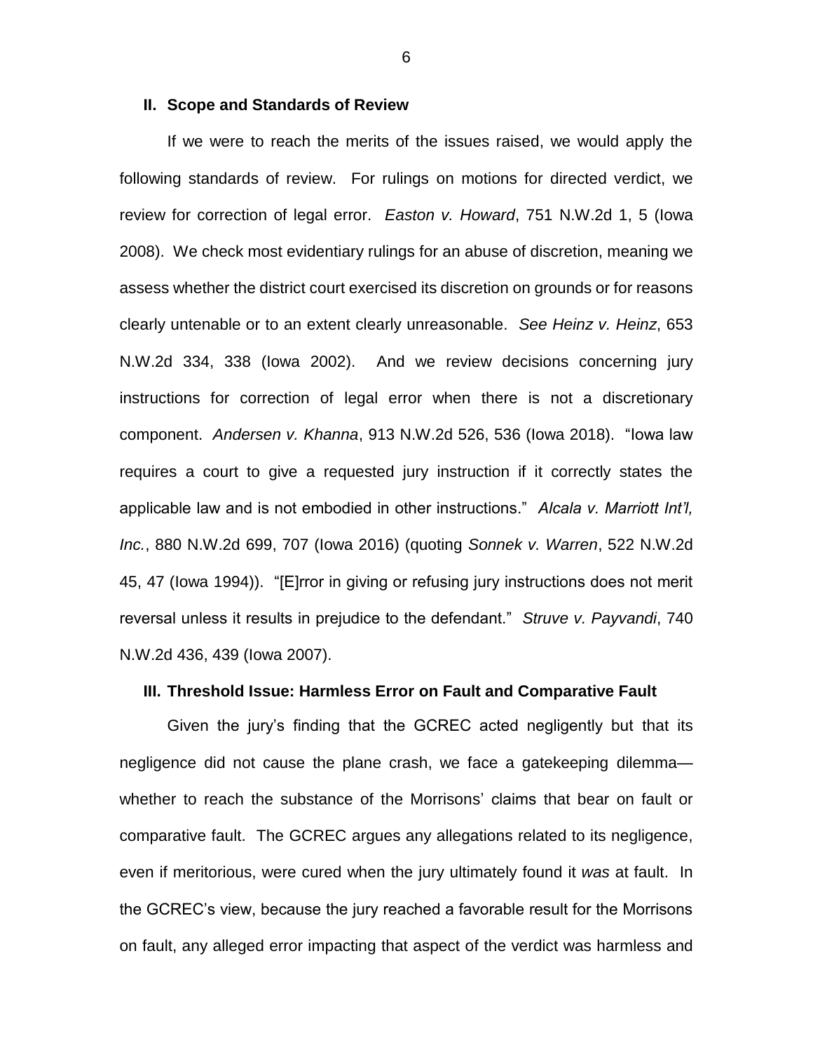## II. Scope and Standards of Review

If we were to reach the merits of the issues raised, we would apply the following standards of review. For rulings on motions for directed verdict, we review for correction of legal error. *Easton v. Howard*, 751 N.W.2d 1, 5 (Iowa 2008). We check most evidentiary rulings for an abuse of discretion, meaning we assess whether the district court exercised its discretion on grounds or for reasons clearly untenable or to an extent clearly unreasonable. *See Heinz v. Heinz*, 653 N.W.2d 334, 338 (Iowa 2002). And we review decisions concerning jury instructions for correction of legal error when there is not a discretionary component. *Andersen v. Khanna*, 913 N.W.2d 526, 536 (Iowa 2018). "Iowa law requires a court to give a requested jury instruction if it correctly states the applicable law and is not embodied in other instructions." *Alcala v. Marriott Int'l, Inc.*, 880 N.W.2d 699, 707 (Iowa 2016) (quoting *Sonnek v. Warren*, 522 N.W.2d 45, 47 (Iowa 1994)). "[E]rror in giving or refusing jury instructions does not merit reversal unless it results in prejudice to the defendant." *Struve v. Payvandi*, 740 N.W.2d 436, 439 (Iowa 2007).

## III. Threshold Issue: Harmless Error on Fault and Comparative Fault

Given the jury's finding that the GCREC acted negligently but that its negligence did not cause the plane crash, we face a gatekeeping dilemma—whether to reach the substance of the Morrisons' claims that bear on fault or comparative fault. The GCREC argues any allegations related to its negligence, even if meritorious, were cured when the jury ultimately found it *was* at fault. In the GCREC's view, because the jury reached a favorable result for the Morrisons on fault, any alleged error impacting that aspect of the verdict was harmless and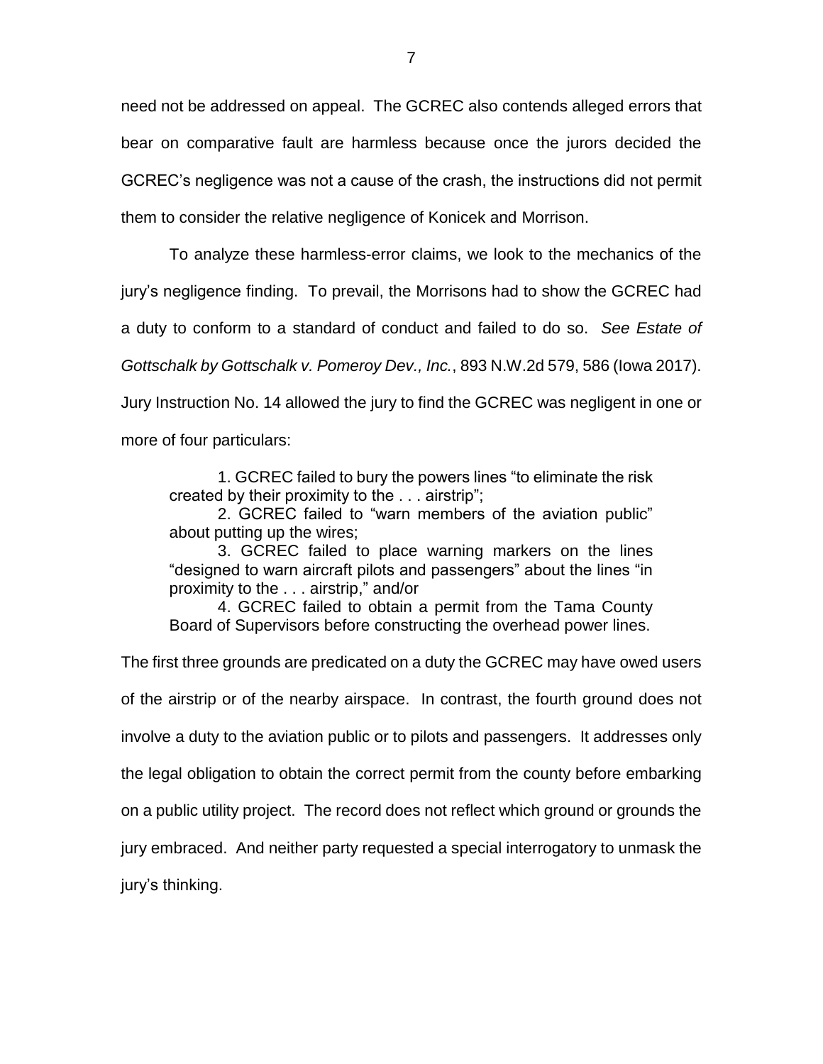need not be addressed on appeal. The GCREC also contends alleged errors that bear on comparative fault are harmless because once the jurors decided the GCREC's negligence was not a cause of the crash, the instructions did not permit them to consider the relative negligence of Konicek and Morrison.

To analyze these harmless-error claims, we look to the mechanics of the jury's negligence finding. To prevail, the Morrisons had to show the GCREC had a duty to conform to a standard of conduct and failed to do so. *See Estate of Gottschalk by Gottschalk v. Pomeroy Dev., Inc.*, 893 N.W.2d 579, 586 (Iowa 2017). Jury Instruction No. 14 allowed the jury to find the GCREC was negligent in one or more of four particulars:

> 1. GCREC failed to bury the powers lines "to eliminate the risk created by their proximity to the . . . airstrip";
>
> 2. GCREC failed to "warn members of the aviation public" about putting up the wires;
>
> 3. GCREC failed to place warning markers on the lines "designed to warn aircraft pilots and passengers" about the lines "in proximity to the . . . airstrip," and/or
>
> 4. GCREC failed to obtain a permit from the Tama County Board of Supervisors before constructing the overhead power lines.

The first three grounds are predicated on a duty the GCREC may have owed users of the airstrip or of the nearby airspace. In contrast, the fourth ground does not involve a duty to the aviation public or to pilots and passengers. It addresses only the legal obligation to obtain the correct permit from the county before embarking on a public utility project. The record does not reflect which ground or grounds the jury embraced. And neither party requested a special interrogatory to unmask the jury's thinking.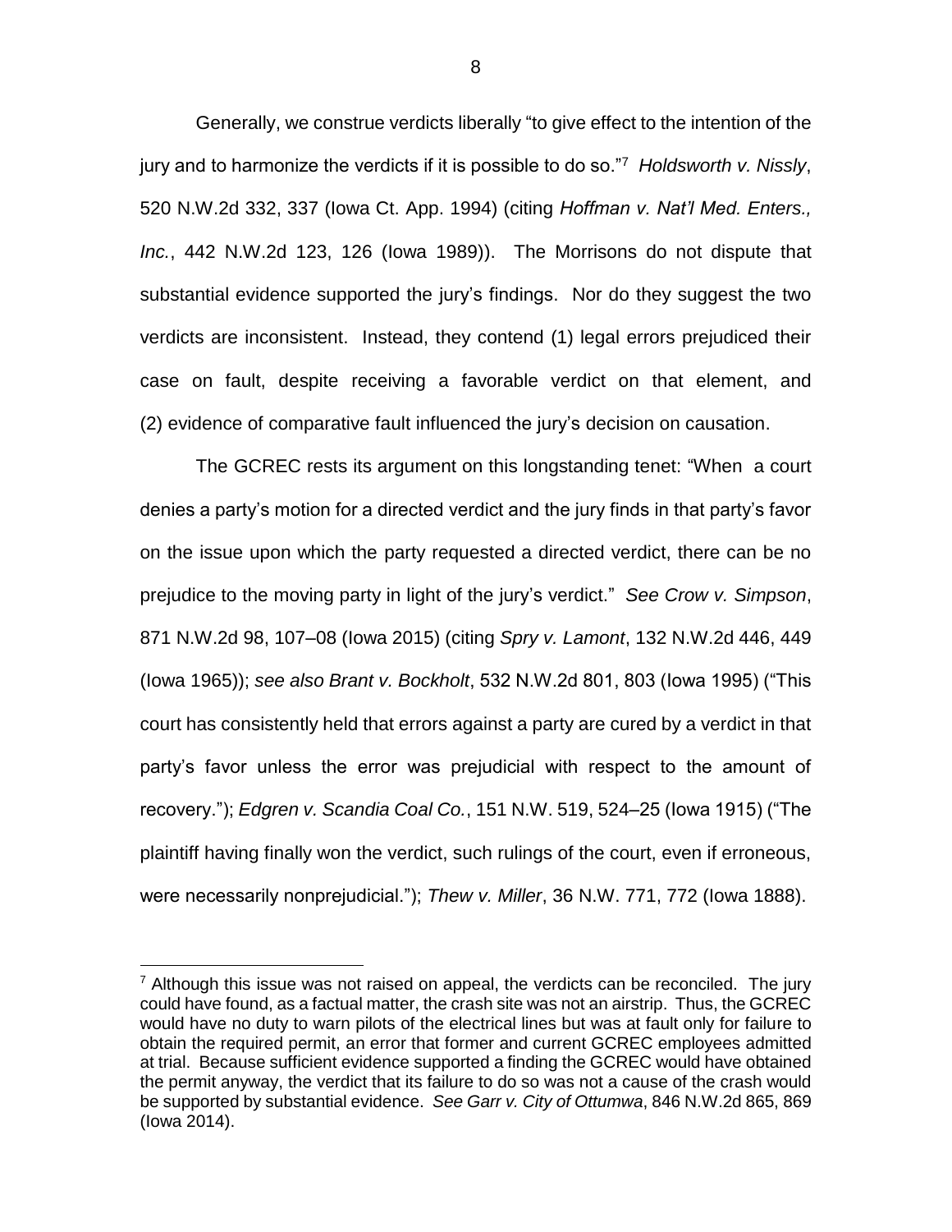Generally, we construe verdicts liberally "to give effect to the intention of the jury and to harmonize the verdicts if it is possible to do so."[7] *Holdsworth v. Nissly*, 520 N.W.2d 332, 337 (Iowa Ct. App. 1994) (citing *Hoffman v. Nat'l Med. Enters., Inc.*, 442 N.W.2d 123, 126 (Iowa 1989)). The Morrisons do not dispute that substantial evidence supported the jury's findings. Nor do they suggest the two verdicts are inconsistent. Instead, they contend (1) legal errors prejudiced their case on fault, despite receiving a favorable verdict on that element, and (2) evidence of comparative fault influenced the jury's decision on causation.

The GCREC rests its argument on this longstanding tenet: "When a court denies a party's motion for a directed verdict and the jury finds in that party's favor on the issue upon which the party requested a directed verdict, there can be no prejudice to the moving party in light of the jury's verdict." *See Crow v. Simpson*, 871 N.W.2d 98, 107–08 (Iowa 2015) (citing *Spry v. Lamont*, 132 N.W.2d 446, 449 (Iowa 1965)); *see also Brant v. Bockholt*, 532 N.W.2d 801, 803 (Iowa 1995) ("This court has consistently held that errors against a party are cured by a verdict in that party's favor unless the error was prejudicial with respect to the amount of recovery."); *Edgren v. Scandia Coal Co.*, 151 N.W. 519, 524–25 (Iowa 1915) ("The plaintiff having finally won the verdict, such rulings of the court, even if erroneous, were necessarily nonprejudicial."); *Thew v. Miller*, 36 N.W. 771, 772 (Iowa 1888).

---

[7] Although this issue was not raised on appeal, the verdicts can be reconciled. The jury could have found, as a factual matter, the crash site was not an airstrip. Thus, the GCREC would have no duty to warn pilots of the electrical lines but was at fault only for failure to obtain the required permit, an error that former and current GCREC employees admitted at trial. Because sufficient evidence supported a finding the GCREC would have obtained the permit anyway, the verdict that its failure to do so was not a cause of the crash would be supported by substantial evidence. *See Garr v. City of Ottumwa*, 846 N.W.2d 865, 869 (Iowa 2014).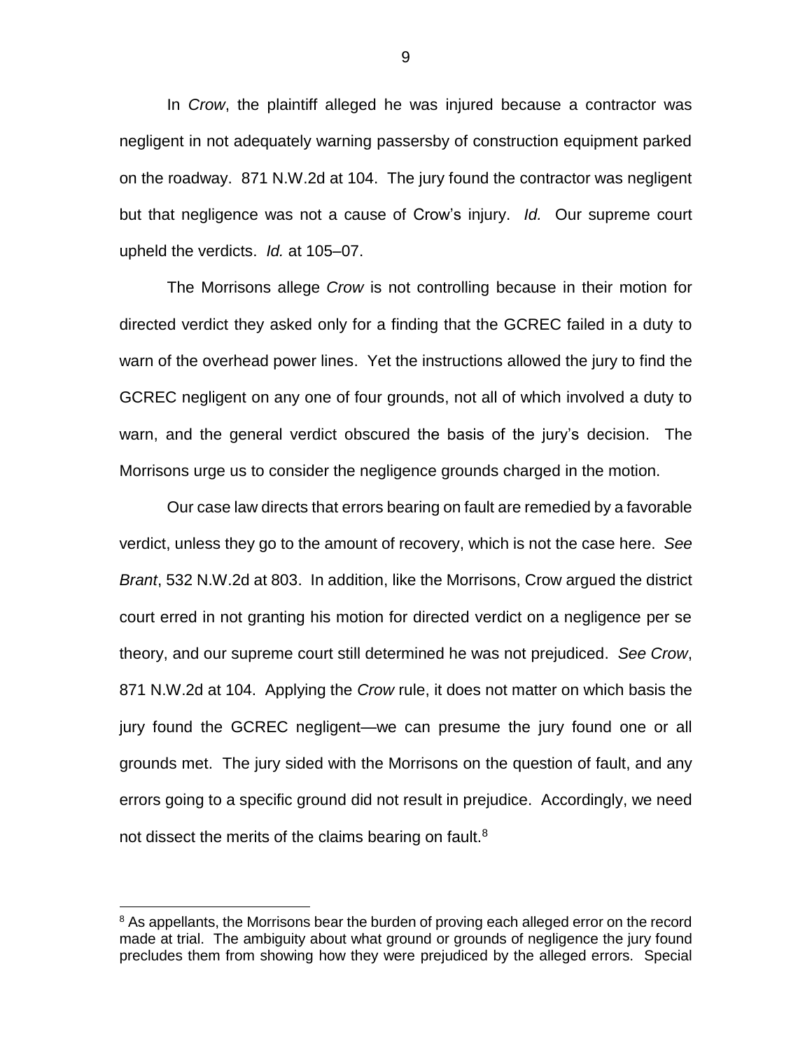In *Crow*, the plaintiff alleged he was injured because a contractor was negligent in not adequately warning passersby of construction equipment parked on the roadway. 871 N.W.2d at 104. The jury found the contractor was negligent but that negligence was not a cause of Crow's injury. *Id.* Our supreme court upheld the verdicts. *Id.* at 105–07.

The Morrisons allege *Crow* is not controlling because in their motion for directed verdict they asked only for a finding that the GCREC failed in a duty to warn of the overhead power lines. Yet the instructions allowed the jury to find the GCREC negligent on any one of four grounds, not all of which involved a duty to warn, and the general verdict obscured the basis of the jury's decision. The Morrisons urge us to consider the negligence grounds charged in the motion.

Our case law directs that errors bearing on fault are remedied by a favorable verdict, unless they go to the amount of recovery, which is not the case here. *See Brant*, 532 N.W.2d at 803. In addition, like the Morrisons, Crow argued the district court erred in not granting his motion for directed verdict on a negligence per se theory, and our supreme court still determined he was not prejudiced. *See Crow*, 871 N.W.2d at 104. Applying the *Crow* rule, it does not matter on which basis the jury found the GCREC negligent—we can presume the jury found one or all grounds met. The jury sided with the Morrisons on the question of fault, and any errors going to a specific ground did not result in prejudice. Accordingly, we need not dissect the merits of the claims bearing on fault.[8]

---

[8] As appellants, the Morrisons bear the burden of proving each alleged error on the record made at trial. The ambiguity about what ground or grounds of negligence the jury found precludes them from showing how they were prejudiced by the alleged errors. Special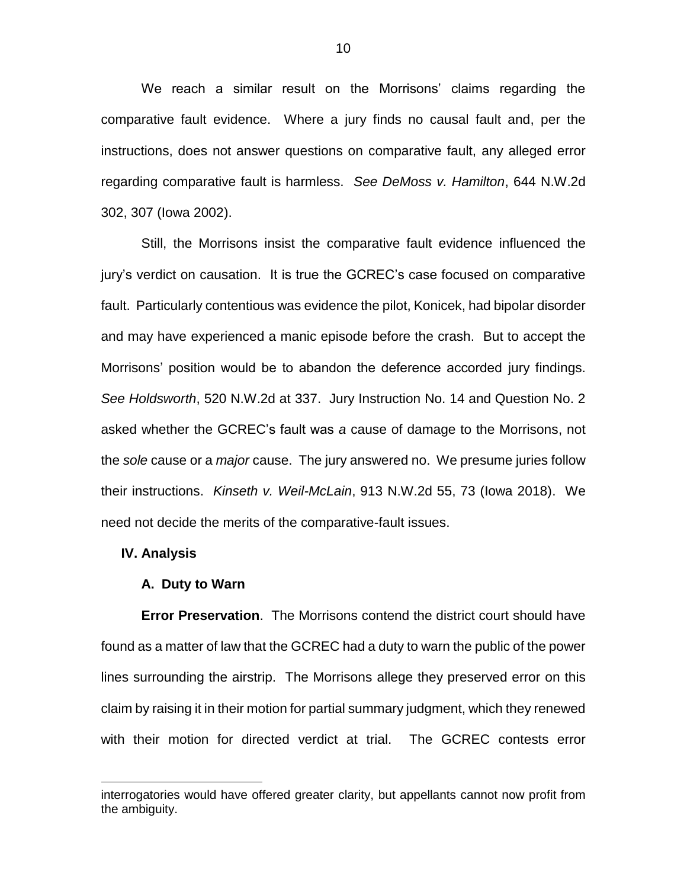We reach a similar result on the Morrisons' claims regarding the comparative fault evidence. Where a jury finds no causal fault and, per the instructions, does not answer questions on comparative fault, any alleged error regarding comparative fault is harmless. *See DeMoss v. Hamilton*, 644 N.W.2d 302, 307 (Iowa 2002).

Still, the Morrisons insist the comparative fault evidence influenced the jury's verdict on causation. It is true the GCREC's case focused on comparative fault. Particularly contentious was evidence the pilot, Konicek, had bipolar disorder and may have experienced a manic episode before the crash. But to accept the Morrisons' position would be to abandon the deference accorded jury findings. *See Holdsworth*, 520 N.W.2d at 337. Jury Instruction No. 14 and Question No. 2 asked whether the GCREC's fault was *a* cause of damage to the Morrisons, not the *sole* cause or a *major* cause. The jury answered no. We presume juries follow their instructions. *Kinseth v. Weil-McLain*, 913 N.W.2d 55, 73 (Iowa 2018). We need not decide the merits of the comparative-fault issues.

## IV. Analysis

### A. Duty to Warn

**Error Preservation**. The Morrisons contend the district court should have found as a matter of law that the GCREC had a duty to warn the public of the power lines surrounding the airstrip. The Morrisons allege they preserved error on this claim by raising it in their motion for partial summary judgment, which they renewed with their motion for directed verdict at trial. The GCREC contests error

interrogatories would have offered greater clarity, but appellants cannot now profit from the ambiguity.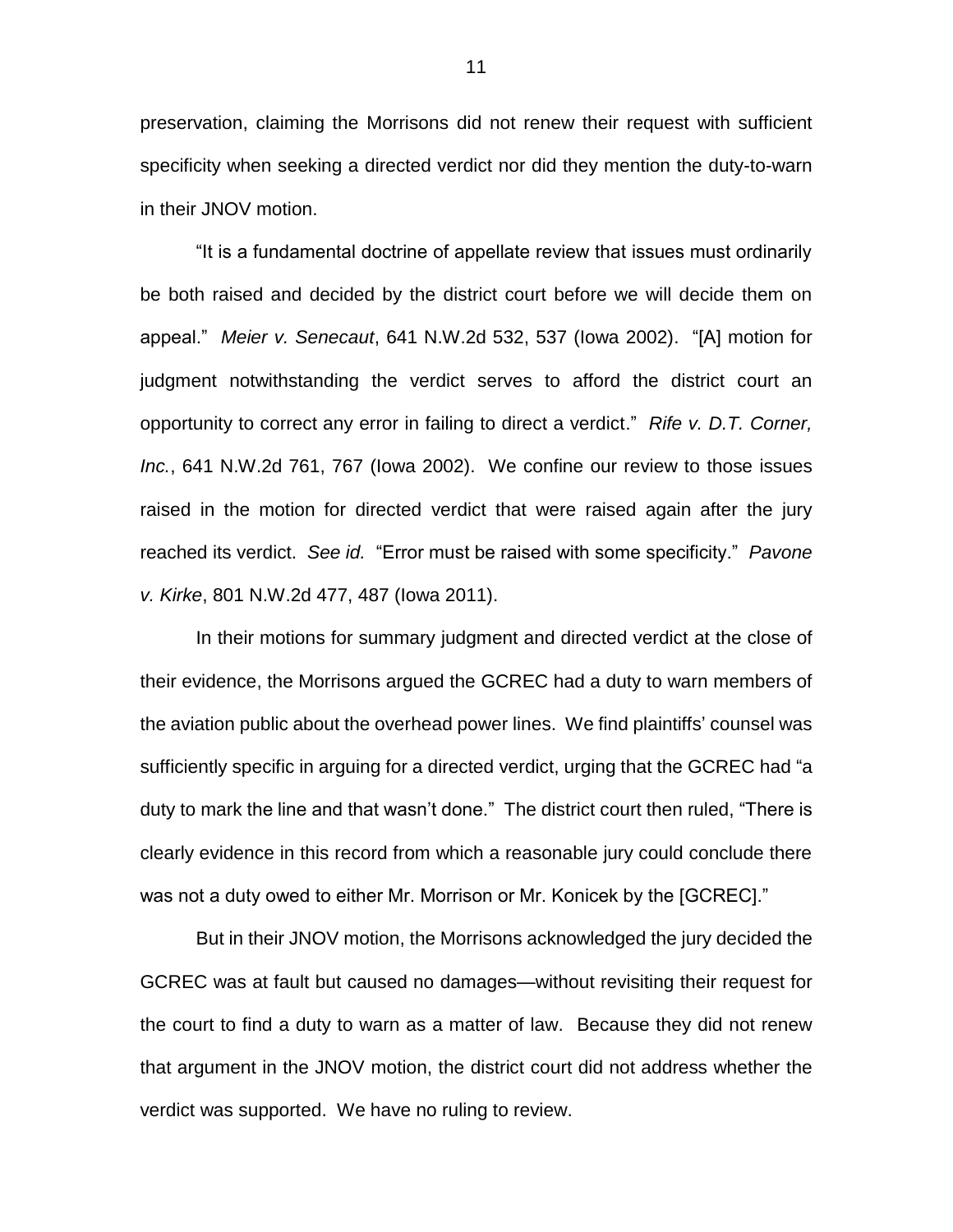preservation, claiming the Morrisons did not renew their request with sufficient specificity when seeking a directed verdict nor did they mention the duty-to-warn in their JNOV motion.

"It is a fundamental doctrine of appellate review that issues must ordinarily be both raised and decided by the district court before we will decide them on appeal." *Meier v. Senecaut*, 641 N.W.2d 532, 537 (Iowa 2002). "[A] motion for judgment notwithstanding the verdict serves to afford the district court an opportunity to correct any error in failing to direct a verdict." *Rife v. D.T. Corner, Inc.*, 641 N.W.2d 761, 767 (Iowa 2002). We confine our review to those issues raised in the motion for directed verdict that were raised again after the jury reached its verdict. *See id.* "Error must be raised with some specificity." *Pavone v. Kirke*, 801 N.W.2d 477, 487 (Iowa 2011).

In their motions for summary judgment and directed verdict at the close of their evidence, the Morrisons argued the GCREC had a duty to warn members of the aviation public about the overhead power lines. We find plaintiffs' counsel was sufficiently specific in arguing for a directed verdict, urging that the GCREC had "a duty to mark the line and that wasn't done." The district court then ruled, "There is clearly evidence in this record from which a reasonable jury could conclude there was not a duty owed to either Mr. Morrison or Mr. Konicek by the [GCREC]."

But in their JNOV motion, the Morrisons acknowledged the jury decided the GCREC was at fault but caused no damages—without revisiting their request for the court to find a duty to warn as a matter of law. Because they did not renew that argument in the JNOV motion, the district court did not address whether the verdict was supported. We have no ruling to review.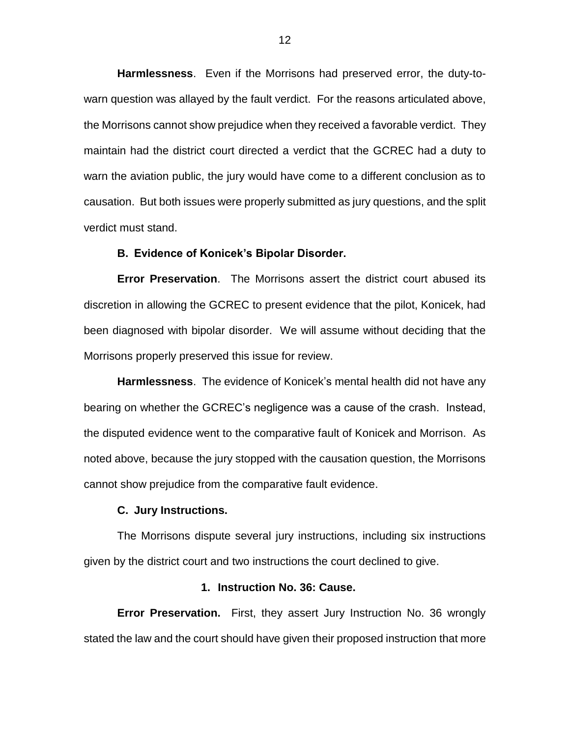**Harmlessness**. Even if the Morrisons had preserved error, the duty-to-warn question was allayed by the fault verdict. For the reasons articulated above, the Morrisons cannot show prejudice when they received a favorable verdict. They maintain had the district court directed a verdict that the GCREC had a duty to warn the aviation public, the jury would have come to a different conclusion as to causation. But both issues were properly submitted as jury questions, and the split verdict must stand.

**B. Evidence of Konicek's Bipolar Disorder.**

**Error Preservation**. The Morrisons assert the district court abused its discretion in allowing the GCREC to present evidence that the pilot, Konicek, had been diagnosed with bipolar disorder. We will assume without deciding that the Morrisons properly preserved this issue for review.

**Harmlessness**. The evidence of Konicek's mental health did not have any bearing on whether the GCREC's negligence was a cause of the crash. Instead, the disputed evidence went to the comparative fault of Konicek and Morrison. As noted above, because the jury stopped with the causation question, the Morrisons cannot show prejudice from the comparative fault evidence.

**C. Jury Instructions.**

The Morrisons dispute several jury instructions, including six instructions given by the district court and two instructions the court declined to give.

**1. Instruction No. 36: Cause.**

**Error Preservation.** First, they assert Jury Instruction No. 36 wrongly stated the law and the court should have given their proposed instruction that more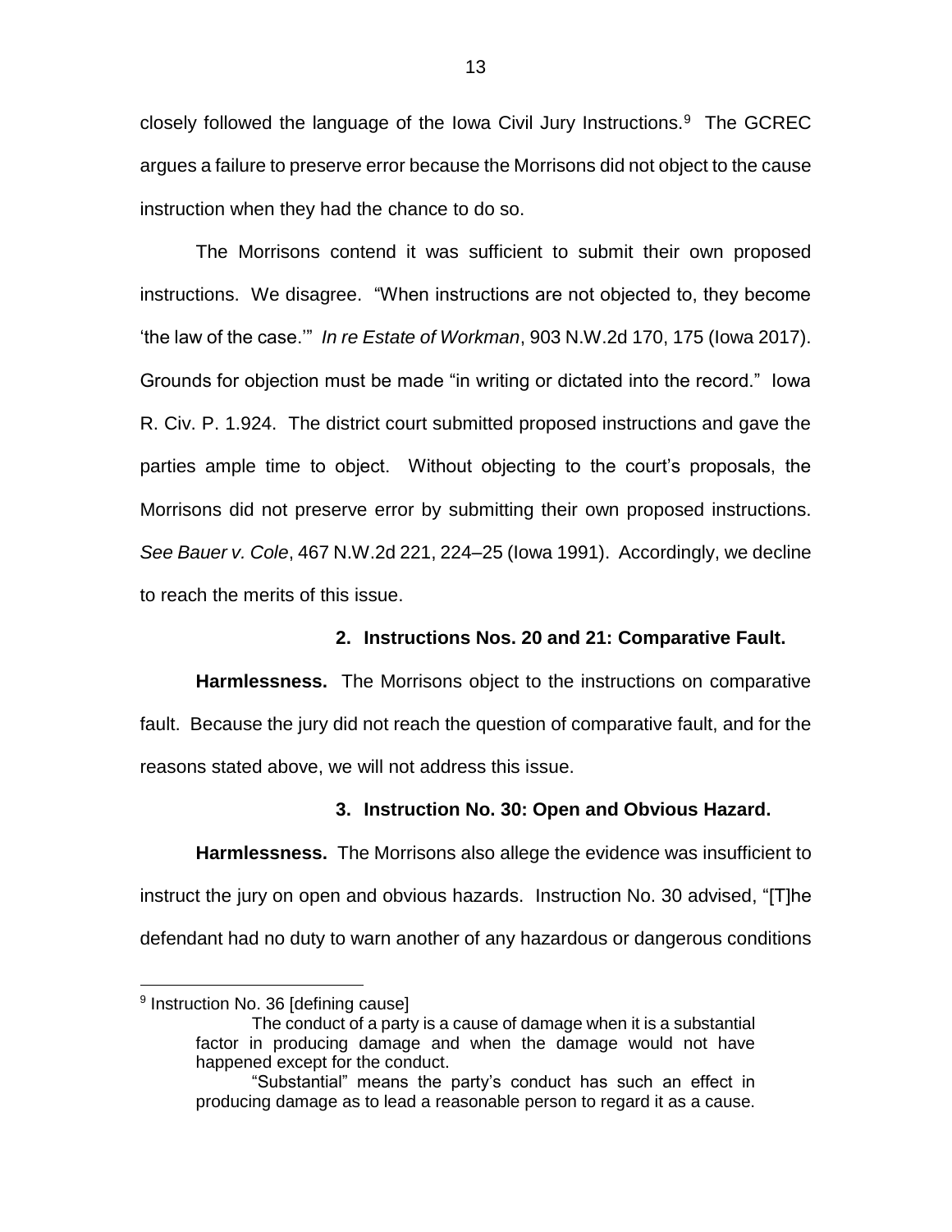closely followed the language of the Iowa Civil Jury Instructions.[9] The GCREC argues a failure to preserve error because the Morrisons did not object to the cause instruction when they had the chance to do so.

The Morrisons contend it was sufficient to submit their own proposed instructions. We disagree. "When instructions are not objected to, they become 'the law of the case.'" *In re Estate of Workman*, 903 N.W.2d 170, 175 (Iowa 2017). Grounds for objection must be made "in writing or dictated into the record." Iowa R. Civ. P. 1.924. The district court submitted proposed instructions and gave the parties ample time to object. Without objecting to the court's proposals, the Morrisons did not preserve error by submitting their own proposed instructions. *See Bauer v. Cole*, 467 N.W.2d 221, 224–25 (Iowa 1991). Accordingly, we decline to reach the merits of this issue.

**2. Instructions Nos. 20 and 21: Comparative Fault.**

**Harmlessness.** The Morrisons object to the instructions on comparative fault. Because the jury did not reach the question of comparative fault, and for the reasons stated above, we will not address this issue.

**3. Instruction No. 30: Open and Obvious Hazard.**

**Harmlessness.** The Morrisons also allege the evidence was insufficient to instruct the jury on open and obvious hazards. Instruction No. 30 advised, "[T]he defendant had no duty to warn another of any hazardous or dangerous conditions

---

[9] Instruction No. 36 [defining cause]

> The conduct of a party is a cause of damage when it is a substantial factor in producing damage and when the damage would not have happened except for the conduct.
>
> "Substantial" means the party's conduct has such an effect in producing damage as to lead a reasonable person to regard it as a cause.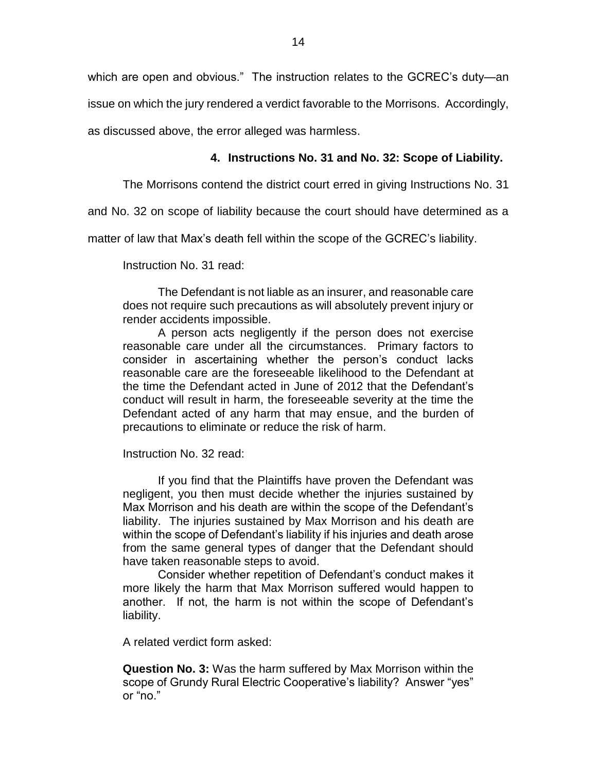which are open and obvious." The instruction relates to the GCREC's duty—an issue on which the jury rendered a verdict favorable to the Morrisons. Accordingly, as discussed above, the error alleged was harmless.

### 4. Instructions No. 31 and No. 32: Scope of Liability.

The Morrisons contend the district court erred in giving Instructions No. 31 and No. 32 on scope of liability because the court should have determined as a matter of law that Max's death fell within the scope of the GCREC's liability.

Instruction No. 31 read:

> The Defendant is not liable as an insurer, and reasonable care does not require such precautions as will absolutely prevent injury or render accidents impossible.
>
> A person acts negligently if the person does not exercise reasonable care under all the circumstances. Primary factors to consider in ascertaining whether the person's conduct lacks reasonable care are the foreseeable likelihood to the Defendant at the time the Defendant acted in June of 2012 that the Defendant's conduct will result in harm, the foreseeable severity at the time the Defendant acted of any harm that may ensue, and the burden of precautions to eliminate or reduce the risk of harm.

Instruction No. 32 read:

> If you find that the Plaintiffs have proven the Defendant was negligent, you then must decide whether the injuries sustained by Max Morrison and his death are within the scope of the Defendant's liability. The injuries sustained by Max Morrison and his death are within the scope of Defendant's liability if his injuries and death arose from the same general types of danger that the Defendant should have taken reasonable steps to avoid.
>
> Consider whether repetition of Defendant's conduct makes it more likely the harm that Max Morrison suffered would happen to another. If not, the harm is not within the scope of Defendant's liability.

A related verdict form asked:

> **Question No. 3:** Was the harm suffered by Max Morrison within the scope of Grundy Rural Electric Cooperative's liability? Answer "yes" or "no."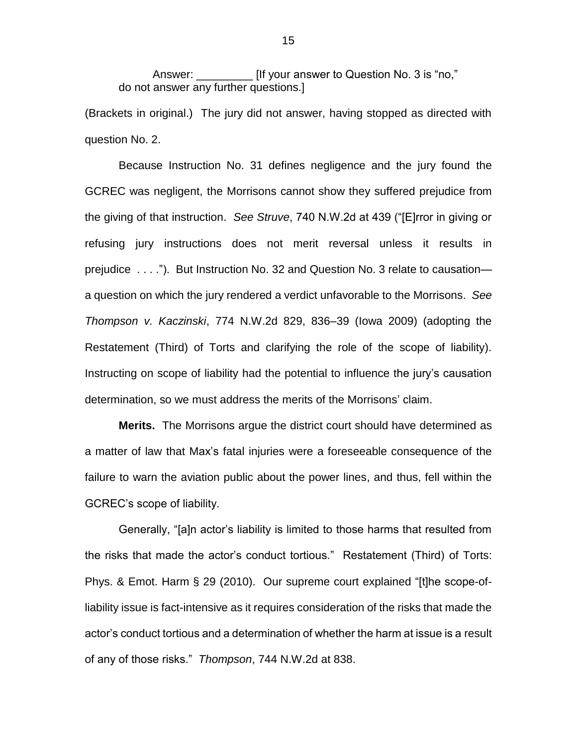Answer: _________ [If your answer to Question No. 3 is "no," do not answer any further questions.]

(Brackets in original.) The jury did not answer, having stopped as directed with question No. 2.

Because Instruction No. 31 defines negligence and the jury found the GCREC was negligent, the Morrisons cannot show they suffered prejudice from the giving of that instruction. *See Struve*, 740 N.W.2d at 439 ("[E]rror in giving or refusing jury instructions does not merit reversal unless it results in prejudice . . . ."). But Instruction No. 32 and Question No. 3 relate to causation—a question on which the jury rendered a verdict unfavorable to the Morrisons. *See Thompson v. Kaczinski*, 774 N.W.2d 829, 836–39 (Iowa 2009) (adopting the Restatement (Third) of Torts and clarifying the role of the scope of liability). Instructing on scope of liability had the potential to influence the jury's causation determination, so we must address the merits of the Morrisons' claim.

**Merits.** The Morrisons argue the district court should have determined as a matter of law that Max's fatal injuries were a foreseeable consequence of the failure to warn the aviation public about the power lines, and thus, fell within the GCREC's scope of liability.

Generally, "[a]n actor's liability is limited to those harms that resulted from the risks that made the actor's conduct tortious." Restatement (Third) of Torts: Phys. & Emot. Harm § 29 (2010). Our supreme court explained "[t]he scope-of-liability issue is fact-intensive as it requires consideration of the risks that made the actor's conduct tortious and a determination of whether the harm at issue is a result of any of those risks." *Thompson*, 744 N.W.2d at 838.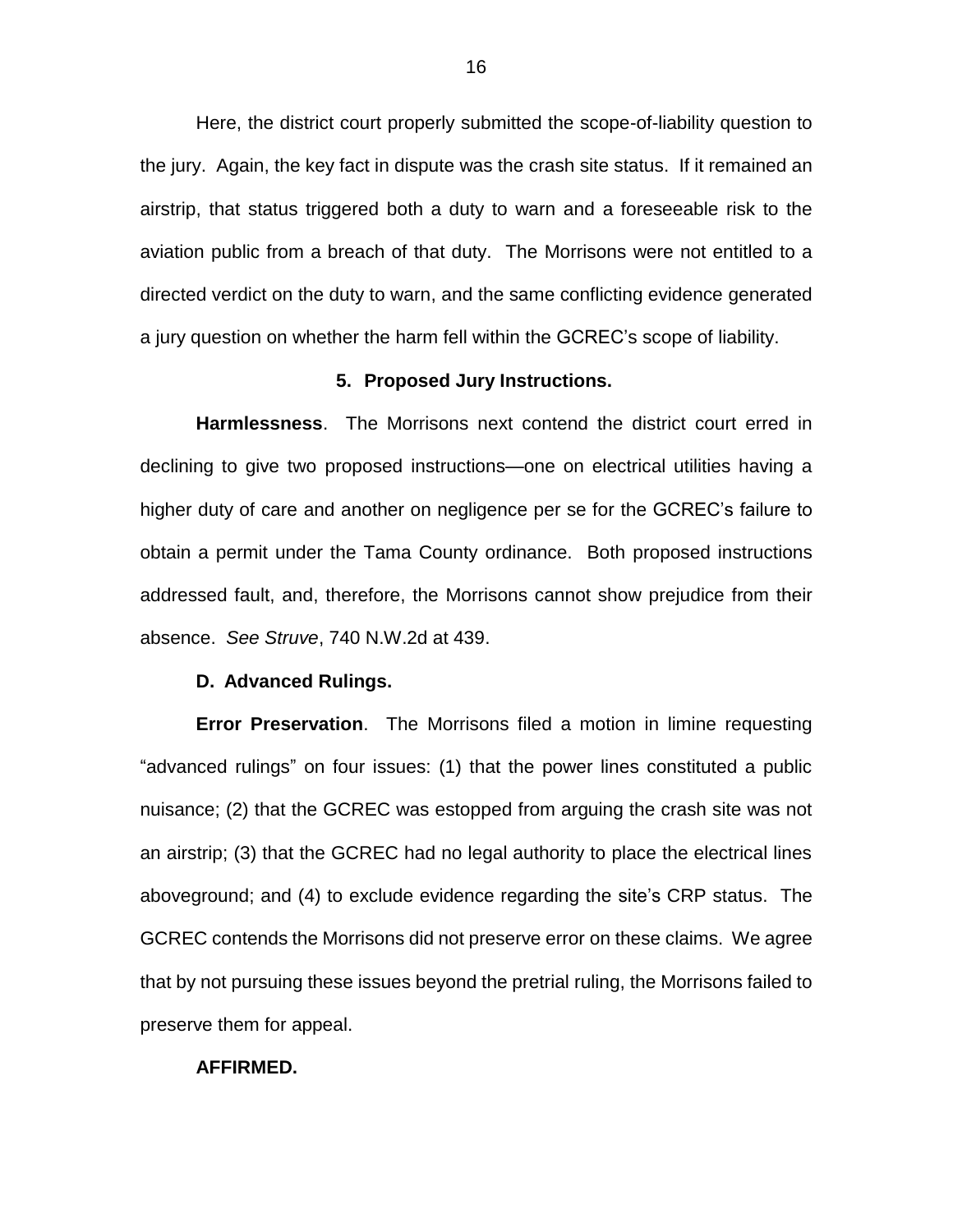Here, the district court properly submitted the scope-of-liability question to the jury. Again, the key fact in dispute was the crash site status. If it remained an airstrip, that status triggered both a duty to warn and a foreseeable risk to the aviation public from a breach of that duty. The Morrisons were not entitled to a directed verdict on the duty to warn, and the same conflicting evidence generated a jury question on whether the harm fell within the GCREC's scope of liability.

### 5. Proposed Jury Instructions.

**Harmlessness**. The Morrisons next contend the district court erred in declining to give two proposed instructions—one on electrical utilities having a higher duty of care and another on negligence per se for the GCREC's failure to obtain a permit under the Tama County ordinance. Both proposed instructions addressed fault, and, therefore, the Morrisons cannot show prejudice from their absence. *See Struve*, 740 N.W.2d at 439.

### D. Advanced Rulings.

**Error Preservation**. The Morrisons filed a motion in limine requesting "advanced rulings" on four issues: (1) that the power lines constituted a public nuisance; (2) that the GCREC was estopped from arguing the crash site was not an airstrip; (3) that the GCREC had no legal authority to place the electrical lines aboveground; and (4) to exclude evidence regarding the site's CRP status. The GCREC contends the Morrisons did not preserve error on these claims. We agree that by not pursuing these issues beyond the pretrial ruling, the Morrisons failed to preserve them for appeal.

**AFFIRMED.**